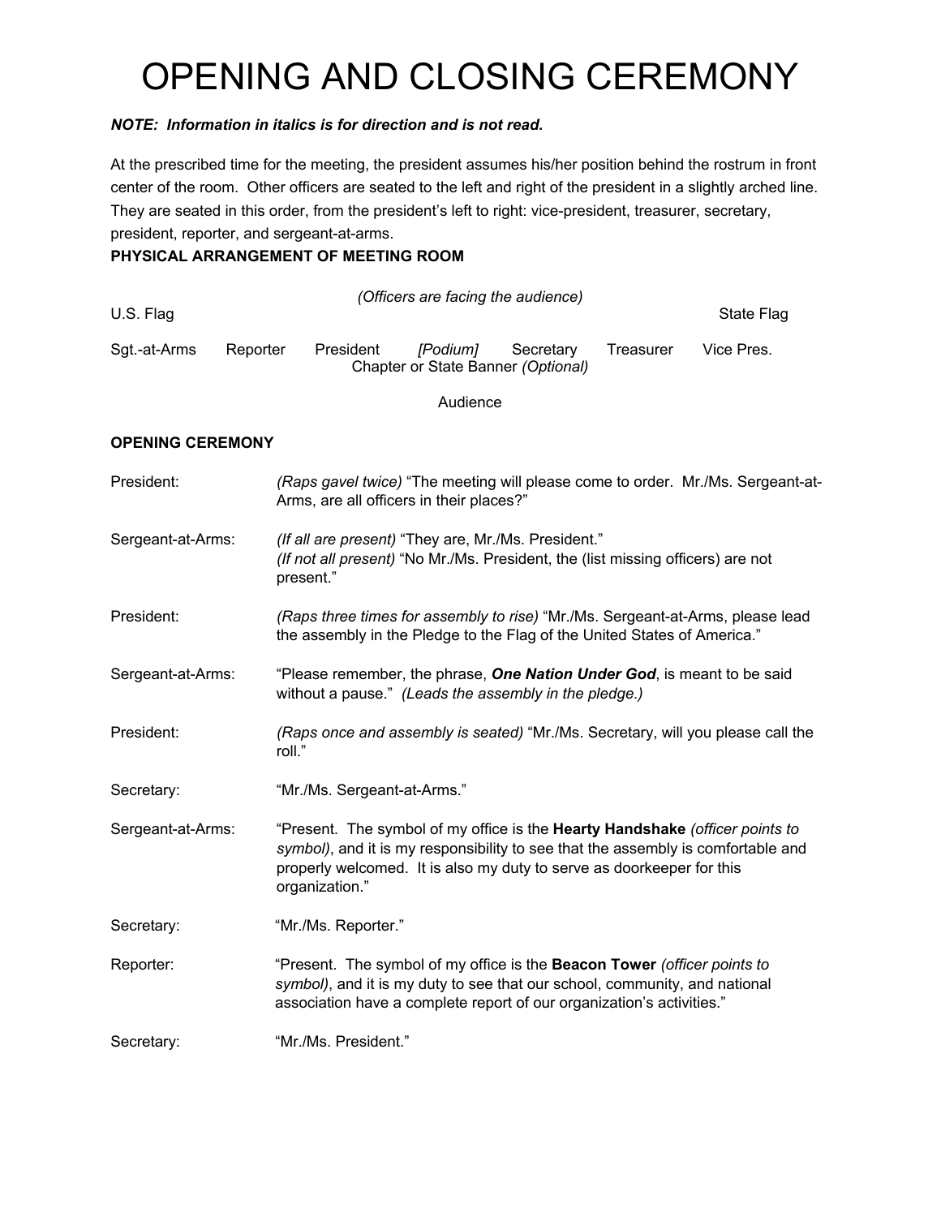# OPENING AND CLOSING CEREMONY

***NOTE: Information in italics is for direction and is not read.***

At the prescribed time for the meeting, the president assumes his/her position behind the rostrum in front center of the room. Other officers are seated to the left and right of the president in a slightly arched line. They are seated in this order, from the president's left to right: vice-president, treasurer, secretary, president, reporter, and sergeant-at-arms.

**PHYSICAL ARRANGEMENT OF MEETING ROOM**

*(Officers are facing the audience)*

| U.S. Flag | | | | | | State Flag |
|---|---|---|---|---|---|---|
| Sgt.-at-Arms | Reporter | President | *[Podium]* | Secretary | Treasurer | Vice Pres. |

Chapter or State Banner *(Optional)*

Audience

**OPENING CEREMONY**

| | |
|---|---|
| President: | *(Raps gavel twice)* "The meeting will please come to order. Mr./Ms. Sergeant-at-Arms, are all officers in their places?" |
| Sergeant-at-Arms: | *(If all are present)* "They are, Mr./Ms. President." *(If not all present)* "No Mr./Ms. President, the (list missing officers) are not present." |
| President: | *(Raps three times for assembly to rise)* "Mr./Ms. Sergeant-at-Arms, please lead the assembly in the Pledge to the Flag of the United States of America." |
| Sergeant-at-Arms: | "Please remember, the phrase, ***One Nation Under God***, is meant to be said without a pause." *(Leads the assembly in the pledge.)* |
| President: | *(Raps once and assembly is seated)* "Mr./Ms. Secretary, will you please call the roll." |
| Secretary: | "Mr./Ms. Sergeant-at-Arms." |
| Sergeant-at-Arms: | "Present. The symbol of my office is the **Hearty Handshake** *(officer points to symbol)*, and it is my responsibility to see that the assembly is comfortable and properly welcomed. It is also my duty to serve as doorkeeper for this organization." |
| Secretary: | "Mr./Ms. Reporter." |
| Reporter: | "Present. The symbol of my office is the **Beacon Tower** *(officer points to symbol)*, and it is my duty to see that our school, community, and national association have a complete report of our organization's activities." |
| Secretary: | "Mr./Ms. President." |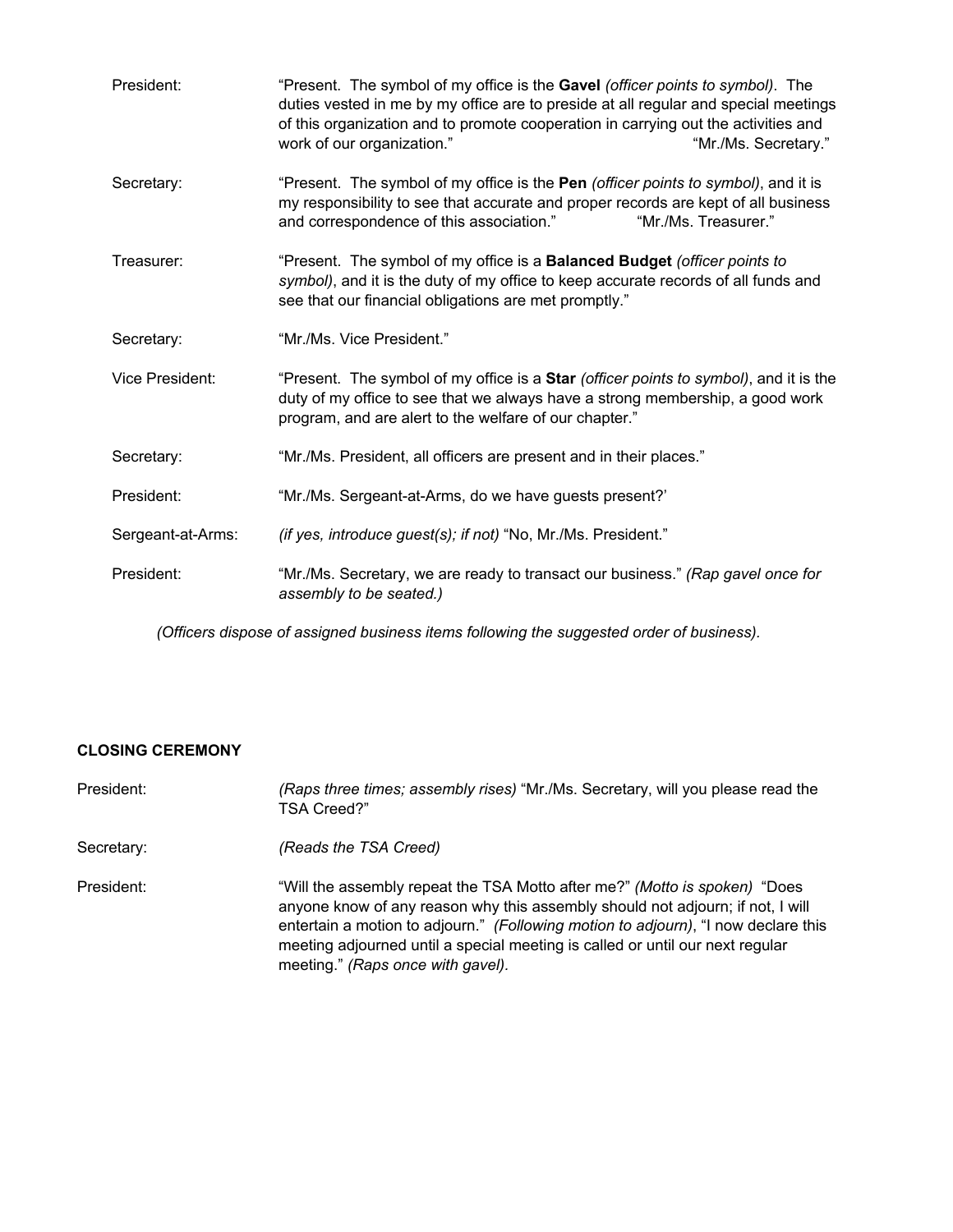| | |
|---|---|
| President: | "Present. The symbol of my office is the **Gavel** *(officer points to symbol)*. The duties vested in me by my office are to preside at all regular and special meetings of this organization and to promote cooperation in carrying out the activities and work of our organization." "Mr./Ms. Secretary." |
| Secretary: | "Present. The symbol of my office is the **Pen** *(officer points to symbol)*, and it is my responsibility to see that accurate and proper records are kept of all business and correspondence of this association." "Mr./Ms. Treasurer." |
| Treasurer: | "Present. The symbol of my office is a **Balanced Budget** *(officer points to symbol)*, and it is the duty of my office to keep accurate records of all funds and see that our financial obligations are met promptly." |
| Secretary: | "Mr./Ms. Vice President." |
| Vice President: | "Present. The symbol of my office is a **Star** *(officer points to symbol)*, and it is the duty of my office to see that we always have a strong membership, a good work program, and are alert to the welfare of our chapter." |
| Secretary: | "Mr./Ms. President, all officers are present and in their places." |
| President: | "Mr./Ms. Sergeant-at-Arms, do we have guests present?' |
| Sergeant-at-Arms: | *(if yes, introduce guest(s); if not)* "No, Mr./Ms. President." |
| President: | "Mr./Ms. Secretary, we are ready to transact our business." *(Rap gavel once for assembly to be seated.)* |

*(Officers dispose of assigned business items following the suggested order of business).*

**CLOSING CEREMONY**

| | |
|---|---|
| President: | *(Raps three times; assembly rises)* "Mr./Ms. Secretary, will you please read the TSA Creed?" |
| Secretary: | *(Reads the TSA Creed)* |
| President: | "Will the assembly repeat the TSA Motto after me?" *(Motto is spoken)* "Does anyone know of any reason why this assembly should not adjourn; if not, I will entertain a motion to adjourn." *(Following motion to adjourn)*, "I now declare this meeting adjourned until a special meeting is called or until our next regular meeting." *(Raps once with gavel)*. |